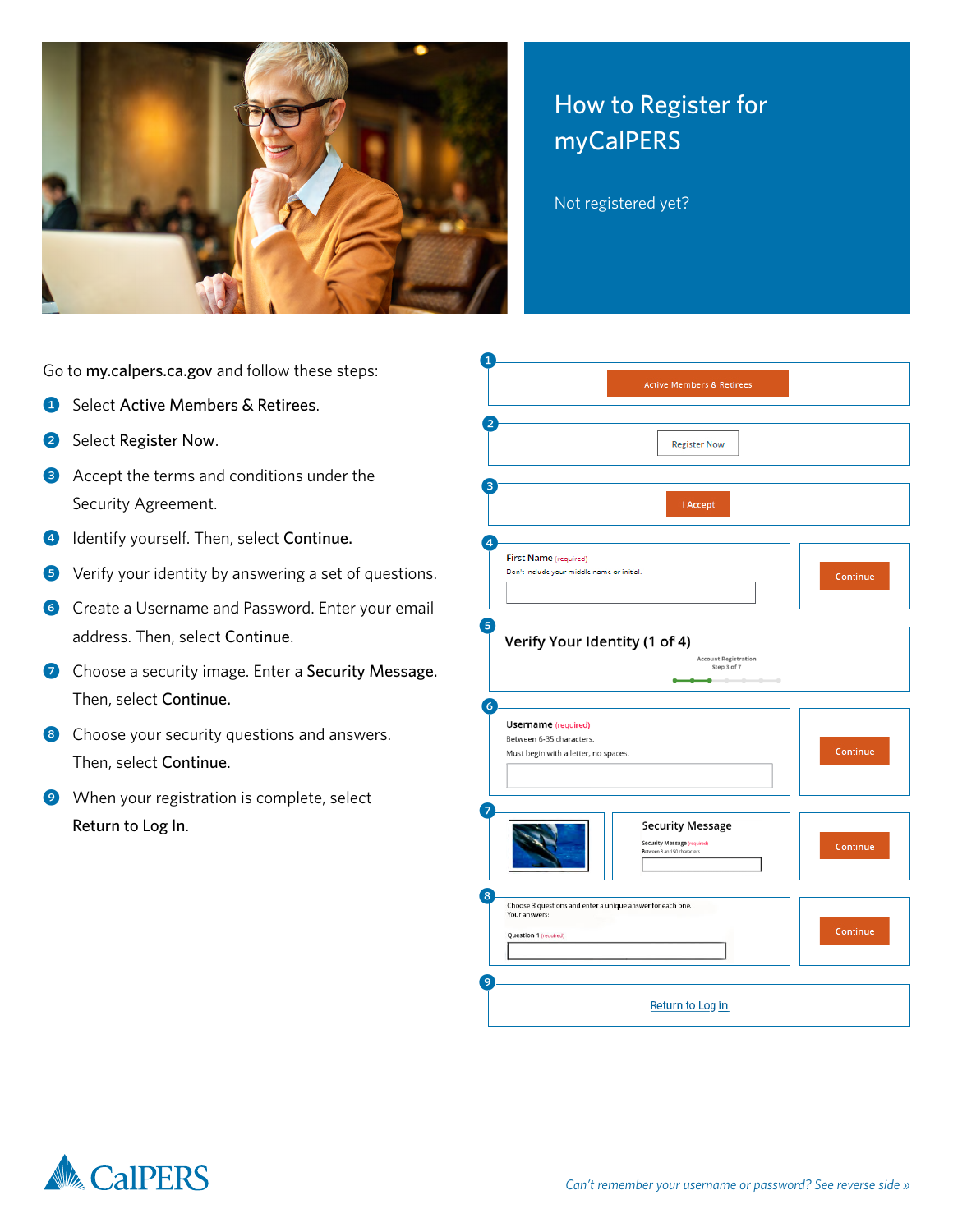# How to Register for myCalPERS

Not registered yet?

Go to **my.calpers.ca.gov** and follow these steps:

1. Select **Active Members & Retirees**.
2. Select **Register Now**.
3. Accept the terms and conditions under the Security Agreement.
4. Identify yourself. Then, select **Continue.**
5. Verify your identity by answering a set of questions.
6. Create a Username and Password. Enter your email address. Then, select **Continue**.
7. Choose a security image. Enter a **Security Message.** Then, select **Continue.**
8. Choose your security questions and answers. Then, select **Continue**.
9. When your registration is complete, select **Return to Log In**.

*Can't remember your username or password? See reverse side »*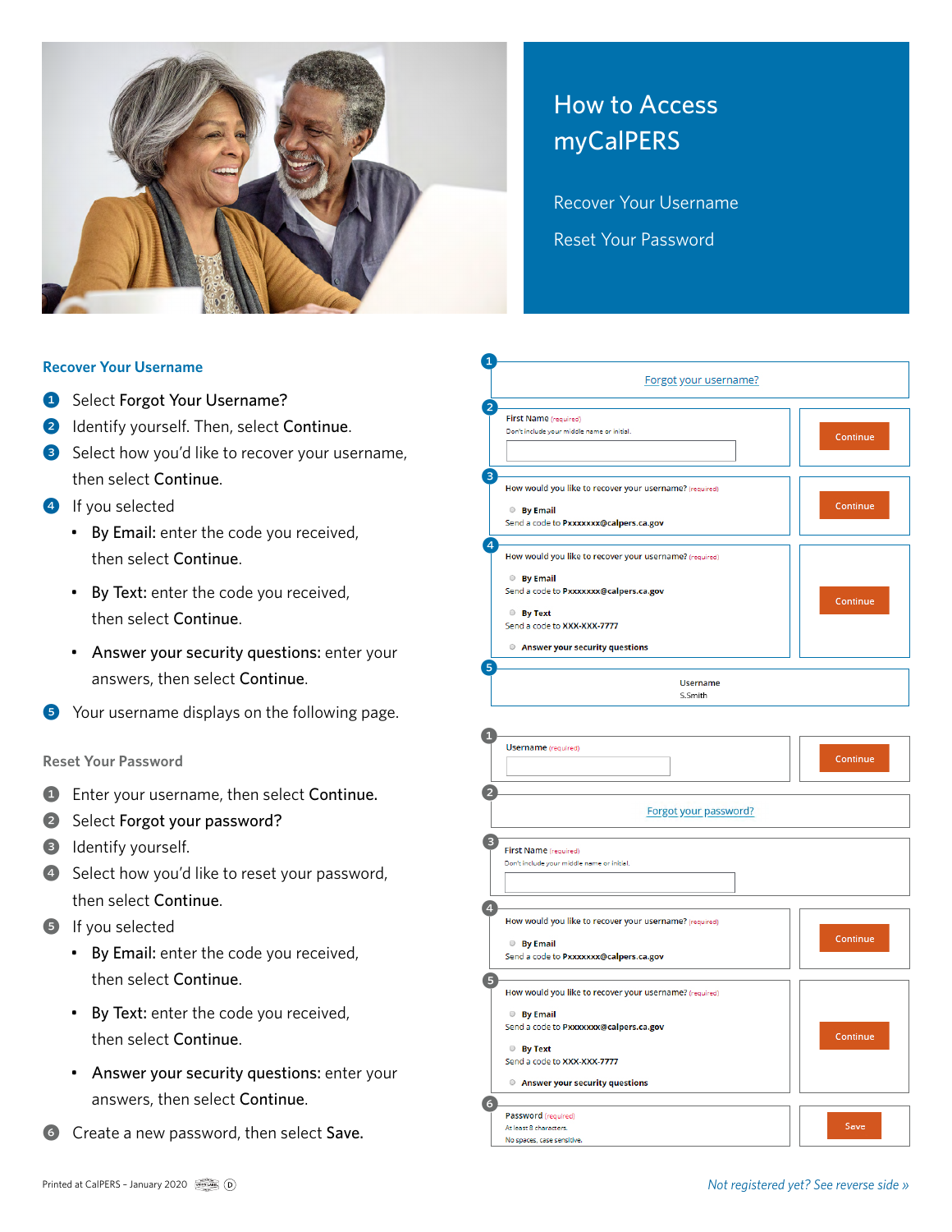# How to Access myCalPERS

Recover Your Username

Reset Your Password

## Recover Your Username

1. Select **Forgot Your Username?**
2. Identify yourself. Then, select **Continue**.
3. Select how you'd like to recover your username, then select **Continue**.
4. If you selected
   - **By Email:** enter the code you received, then select **Continue**.
   - **By Text:** enter the code you received, then select **Continue**.
   - **Answer your security questions:** enter your answers, then select **Continue**.
5. Your username displays on the following page.

1 Forgot your username?

2 First Name (required) Don't include your middle name or initial. Continue

3 How would you like to recover your username? (required) By Email Send a code to Pxxxxxxx@calpers.ca.gov Continue

4 How would you like to recover your username? (required) By Email Send a code to Pxxxxxxx@calpers.ca.gov By Text Send a code to XXX-XXX-7777 Answer your security questions Continue

5 Username S.Smith

## Reset Your Password

1. Enter your username, then select **Continue.**
2. Select **Forgot your password?**
3. Identify yourself.
4. Select how you'd like to reset your password, then select **Continue**.
5. If you selected
   - **By Email:** enter the code you received, then select **Continue**.
   - **By Text:** enter the code you received, then select **Continue**.
   - **Answer your security questions:** enter your answers, then select **Continue**.
6. Create a new password, then select **Save.**

1 Username (required) Continue

2 Forgot your password?

3 First Name (required) Don't include your middle name or initial.

4 How would you like to recover your username? (required) By Email Send a code to Pxxxxxxx@calpers.ca.gov Continue

5 How would you like to recover your username? (required) By Email Send a code to Pxxxxxxx@calpers.ca.gov By Text Send a code to XXX-XXX-7777 Answer your security questions Continue

6 Password (required) At least 8 characters. No spaces, case sensitive. Save

Printed at CalPERS – January 2020

*Not registered yet? See reverse side »*